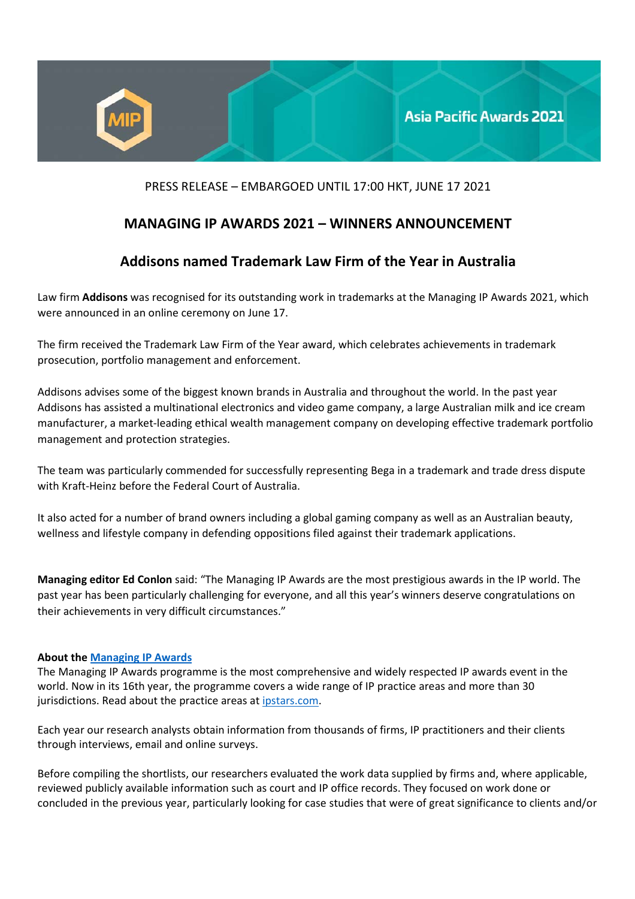Asia Pacific Awards 2021

PRESS RELEASE – EMBARGOED UNTIL 17:00 HKT, JUNE 17 2021

# MANAGING IP AWARDS 2021 – WINNERS ANNOUNCEMENT

## Addisons named Trademark Law Firm of the Year in Australia

Law firm **Addisons** was recognised for its outstanding work in trademarks at the Managing IP Awards 2021, which were announced in an online ceremony on June 17.

The firm received the Trademark Law Firm of the Year award, which celebrates achievements in trademark prosecution, portfolio management and enforcement.

Addisons advises some of the biggest known brands in Australia and throughout the world. In the past year Addisons has assisted a multinational electronics and video game company, a large Australian milk and ice cream manufacturer, a market-leading ethical wealth management company on developing effective trademark portfolio management and protection strategies.

The team was particularly commended for successfully representing Bega in a trademark and trade dress dispute with Kraft-Heinz before the Federal Court of Australia.

It also acted for a number of brand owners including a global gaming company as well as an Australian beauty, wellness and lifestyle company in defending oppositions filed against their trademark applications.

**Managing editor Ed Conlon** said: "The Managing IP Awards are the most prestigious awards in the IP world. The past year has been particularly challenging for everyone, and all this year's winners deserve congratulations on their achievements in very difficult circumstances."

**About the [Managing IP Awards]()**
The Managing IP Awards programme is the most comprehensive and widely respected IP awards event in the world. Now in its 16th year, the programme covers a wide range of IP practice areas and more than 30 jurisdictions. Read about the practice areas at [ipstars.com]().

Each year our research analysts obtain information from thousands of firms, IP practitioners and their clients through interviews, email and online surveys.

Before compiling the shortlists, our researchers evaluated the work data supplied by firms and, where applicable, reviewed publicly available information such as court and IP office records. They focused on work done or concluded in the previous year, particularly looking for case studies that were of great significance to clients and/or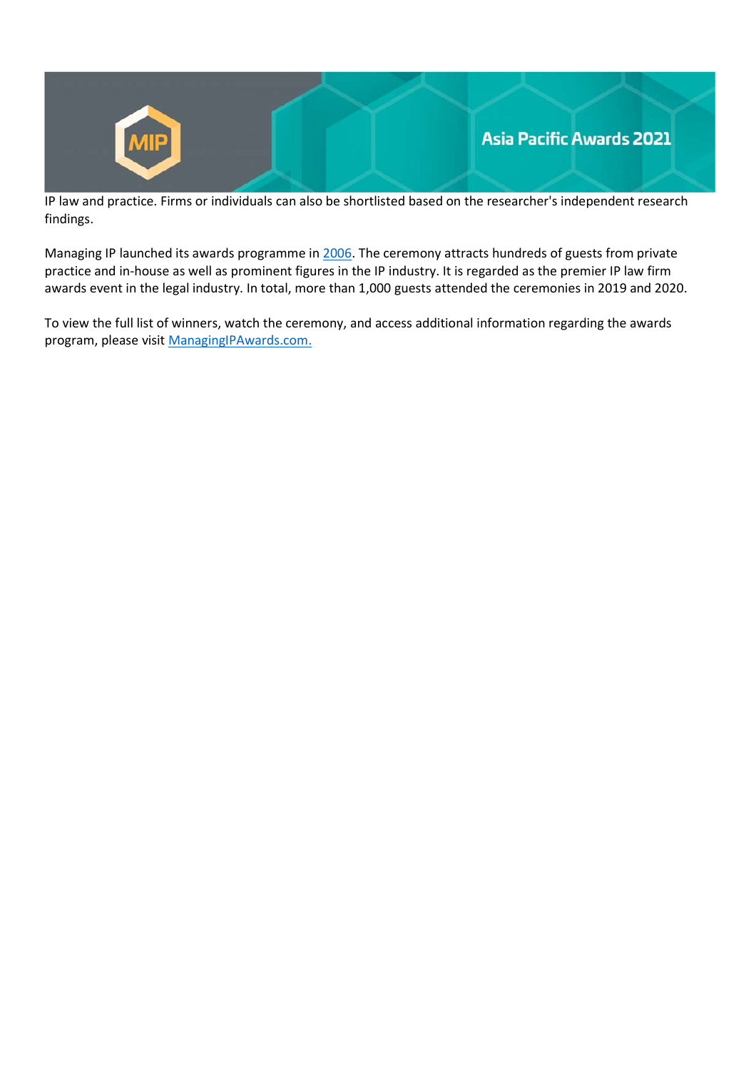IP law and practice. Firms or individuals can also be shortlisted based on the researcher's independent research findings.

Managing IP launched its awards programme in [2006](). The ceremony attracts hundreds of guests from private practice and in-house as well as prominent figures in the IP industry. It is regarded as the premier IP law firm awards event in the legal industry. In total, more than 1,000 guests attended the ceremonies in 2019 and 2020.

To view the full list of winners, watch the ceremony, and access additional information regarding the awards program, please visit [ManagingIPAwards.com.]()